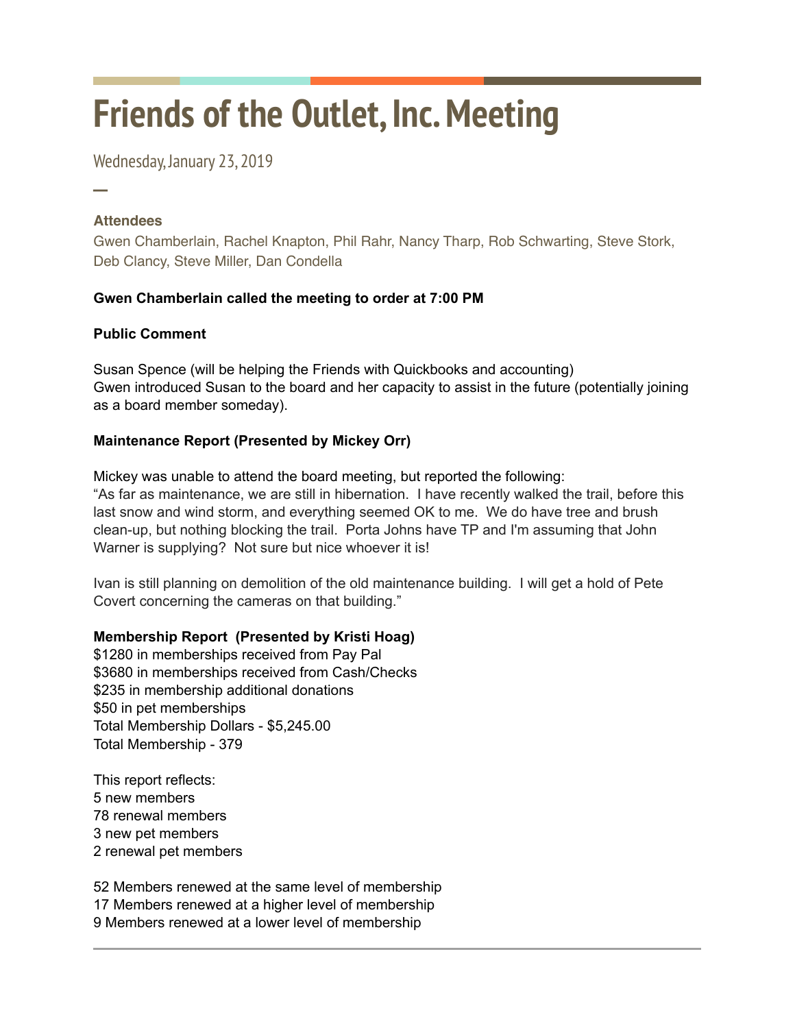# Friends of the Outlet, Inc. Meeting

Wednesday, January 23, 2019

—

### Attendees

Gwen Chamberlain, Rachel Knapton, Phil Rahr, Nancy Tharp, Rob Schwarting, Steve Stork, Deb Clancy, Steve Miller, Dan Condella

**Gwen Chamberlain called the meeting to order at 7:00 PM**

**Public Comment**

Susan Spence (will be helping the Friends with Quickbooks and accounting)
Gwen introduced Susan to the board and her capacity to assist in the future (potentially joining as a board member someday).

**Maintenance Report (Presented by Mickey Orr)**

Mickey was unable to attend the board meeting, but reported the following:
"As far as maintenance, we are still in hibernation. I have recently walked the trail, before this last snow and wind storm, and everything seemed OK to me. We do have tree and brush clean-up, but nothing blocking the trail. Porta Johns have TP and I'm assuming that John Warner is supplying? Not sure but nice whoever it is!

Ivan is still planning on demolition of the old maintenance building. I will get a hold of Pete Covert concerning the cameras on that building."

**Membership Report (Presented by Kristi Hoag)**
$1280 in memberships received from Pay Pal
$3680 in memberships received from Cash/Checks
$235 in membership additional donations
$50 in pet memberships
Total Membership Dollars - $5,245.00
Total Membership - 379

This report reflects:
5 new members
78 renewal members
3 new pet members
2 renewal pet members

52 Members renewed at the same level of membership
17 Members renewed at a higher level of membership
9 Members renewed at a lower level of membership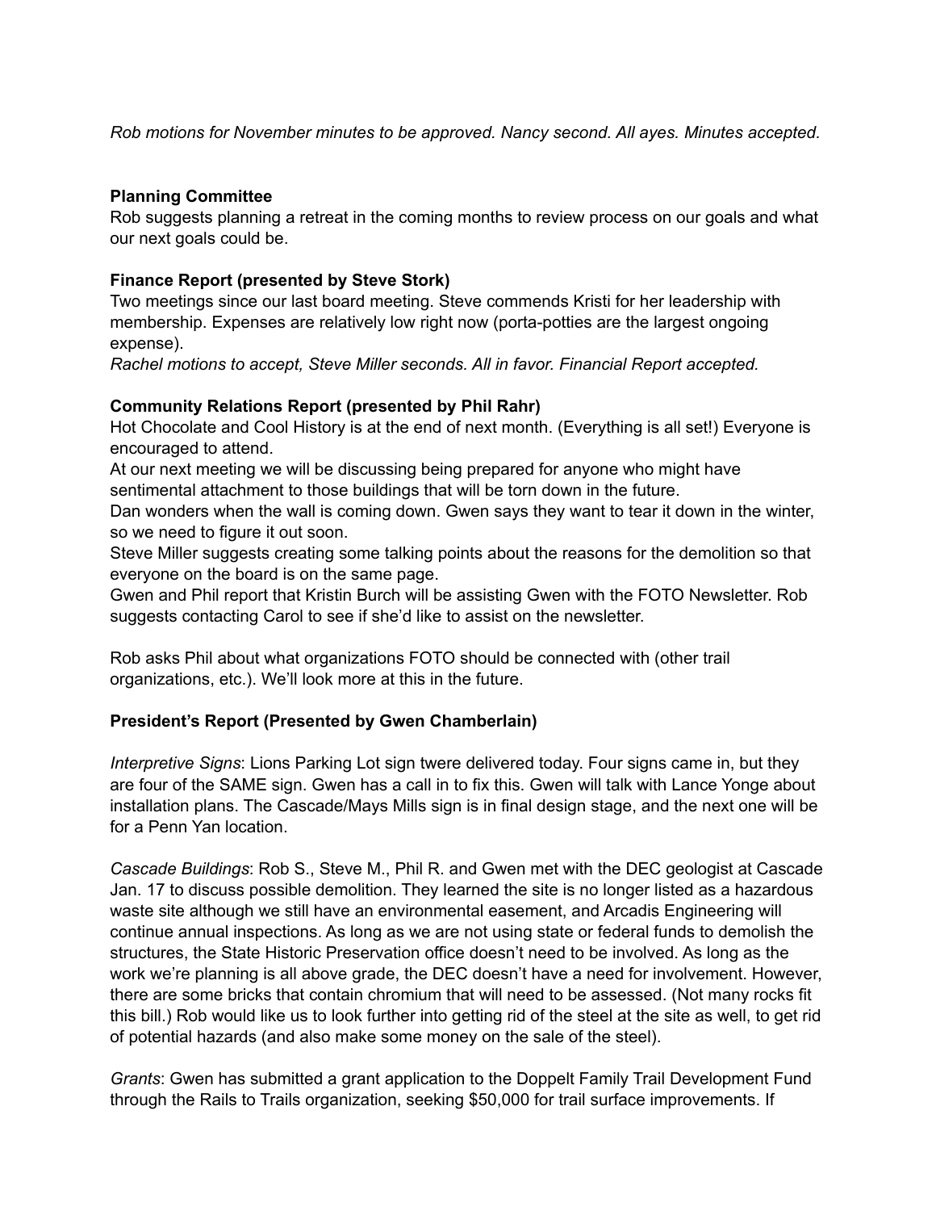*Rob motions for November minutes to be approved. Nancy second. All ayes. Minutes accepted.*

**Planning Committee**

Rob suggests planning a retreat in the coming months to review process on our goals and what our next goals could be.

**Finance Report (presented by Steve Stork)**

Two meetings since our last board meeting. Steve commends Kristi for her leadership with membership. Expenses are relatively low right now (porta-potties are the largest ongoing expense).

*Rachel motions to accept, Steve Miller seconds. All in favor. Financial Report accepted.*

**Community Relations Report (presented by Phil Rahr)**

Hot Chocolate and Cool History is at the end of next month. (Everything is all set!) Everyone is encouraged to attend.

At our next meeting we will be discussing being prepared for anyone who might have sentimental attachment to those buildings that will be torn down in the future.

Dan wonders when the wall is coming down. Gwen says they want to tear it down in the winter, so we need to figure it out soon.

Steve Miller suggests creating some talking points about the reasons for the demolition so that everyone on the board is on the same page.

Gwen and Phil report that Kristin Burch will be assisting Gwen with the FOTO Newsletter. Rob suggests contacting Carol to see if she'd like to assist on the newsletter.

Rob asks Phil about what organizations FOTO should be connected with (other trail organizations, etc.). We'll look more at this in the future.

**President's Report (Presented by Gwen Chamberlain)**

*Interpretive Signs*: Lions Parking Lot sign twere delivered today. Four signs came in, but they are four of the SAME sign. Gwen has a call in to fix this. Gwen will talk with Lance Yonge about installation plans. The Cascade/Mays Mills sign is in final design stage, and the next one will be for a Penn Yan location.

*Cascade Buildings*: Rob S., Steve M., Phil R. and Gwen met with the DEC geologist at Cascade Jan. 17 to discuss possible demolition. They learned the site is no longer listed as a hazardous waste site although we still have an environmental easement, and Arcadis Engineering will continue annual inspections. As long as we are not using state or federal funds to demolish the structures, the State Historic Preservation office doesn't need to be involved. As long as the work we're planning is all above grade, the DEC doesn't have a need for involvement. However, there are some bricks that contain chromium that will need to be assessed. (Not many rocks fit this bill.) Rob would like us to look further into getting rid of the steel at the site as well, to get rid of potential hazards (and also make some money on the sale of the steel).

*Grants*: Gwen has submitted a grant application to the Doppelt Family Trail Development Fund through the Rails to Trails organization, seeking $50,000 for trail surface improvements. If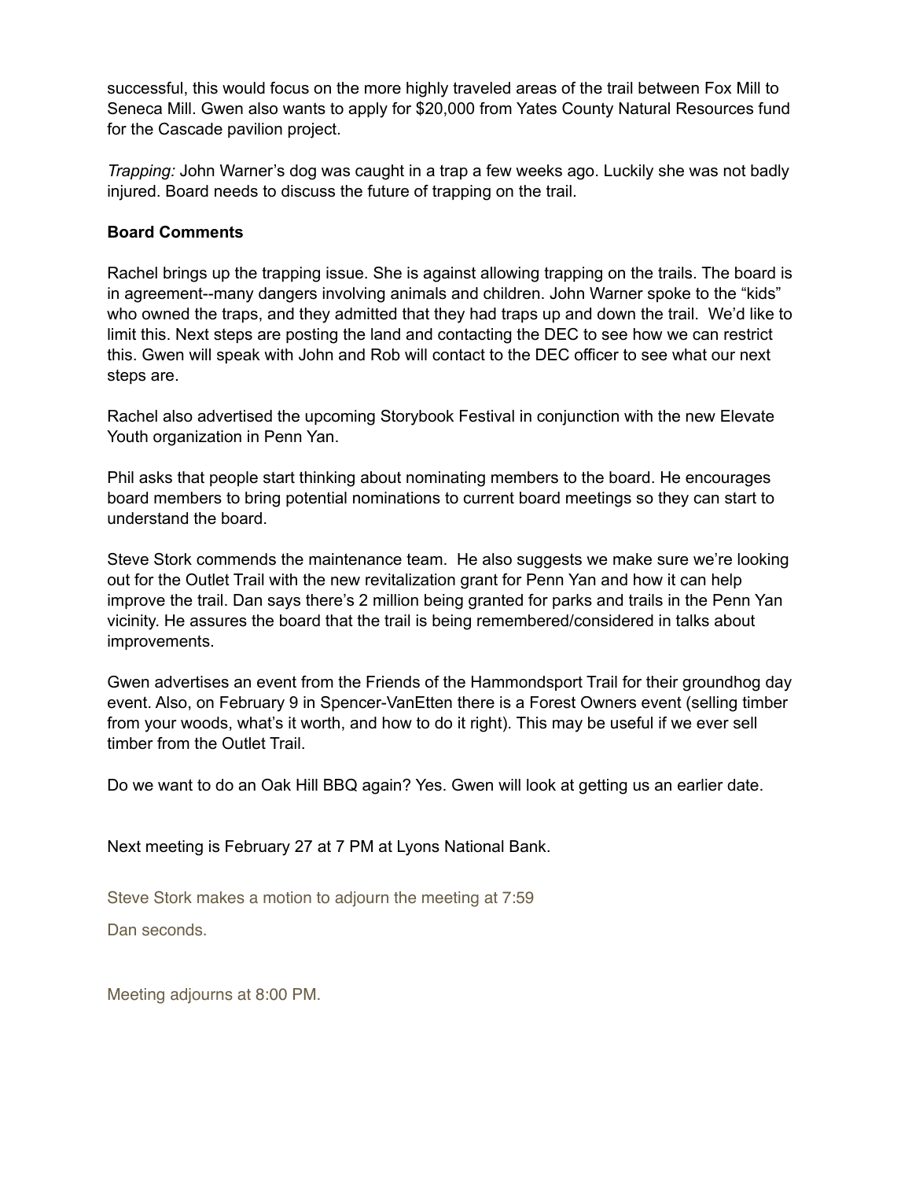successful, this would focus on the more highly traveled areas of the trail between Fox Mill to Seneca Mill. Gwen also wants to apply for $20,000 from Yates County Natural Resources fund for the Cascade pavilion project.

*Trapping:* John Warner's dog was caught in a trap a few weeks ago. Luckily she was not badly injured. Board needs to discuss the future of trapping on the trail.

**Board Comments**

Rachel brings up the trapping issue. She is against allowing trapping on the trails. The board is in agreement--many dangers involving animals and children. John Warner spoke to the "kids" who owned the traps, and they admitted that they had traps up and down the trail. We'd like to limit this. Next steps are posting the land and contacting the DEC to see how we can restrict this. Gwen will speak with John and Rob will contact to the DEC officer to see what our next steps are.

Rachel also advertised the upcoming Storybook Festival in conjunction with the new Elevate Youth organization in Penn Yan.

Phil asks that people start thinking about nominating members to the board. He encourages board members to bring potential nominations to current board meetings so they can start to understand the board.

Steve Stork commends the maintenance team. He also suggests we make sure we're looking out for the Outlet Trail with the new revitalization grant for Penn Yan and how it can help improve the trail. Dan says there's 2 million being granted for parks and trails in the Penn Yan vicinity. He assures the board that the trail is being remembered/considered in talks about improvements.

Gwen advertises an event from the Friends of the Hammondsport Trail for their groundhog day event. Also, on February 9 in Spencer-VanEtten there is a Forest Owners event (selling timber from your woods, what's it worth, and how to do it right). This may be useful if we ever sell timber from the Outlet Trail.

Do we want to do an Oak Hill BBQ again? Yes. Gwen will look at getting us an earlier date.

Next meeting is February 27 at 7 PM at Lyons National Bank.

Steve Stork makes a motion to adjourn the meeting at 7:59

Dan seconds.

Meeting adjourns at 8:00 PM.